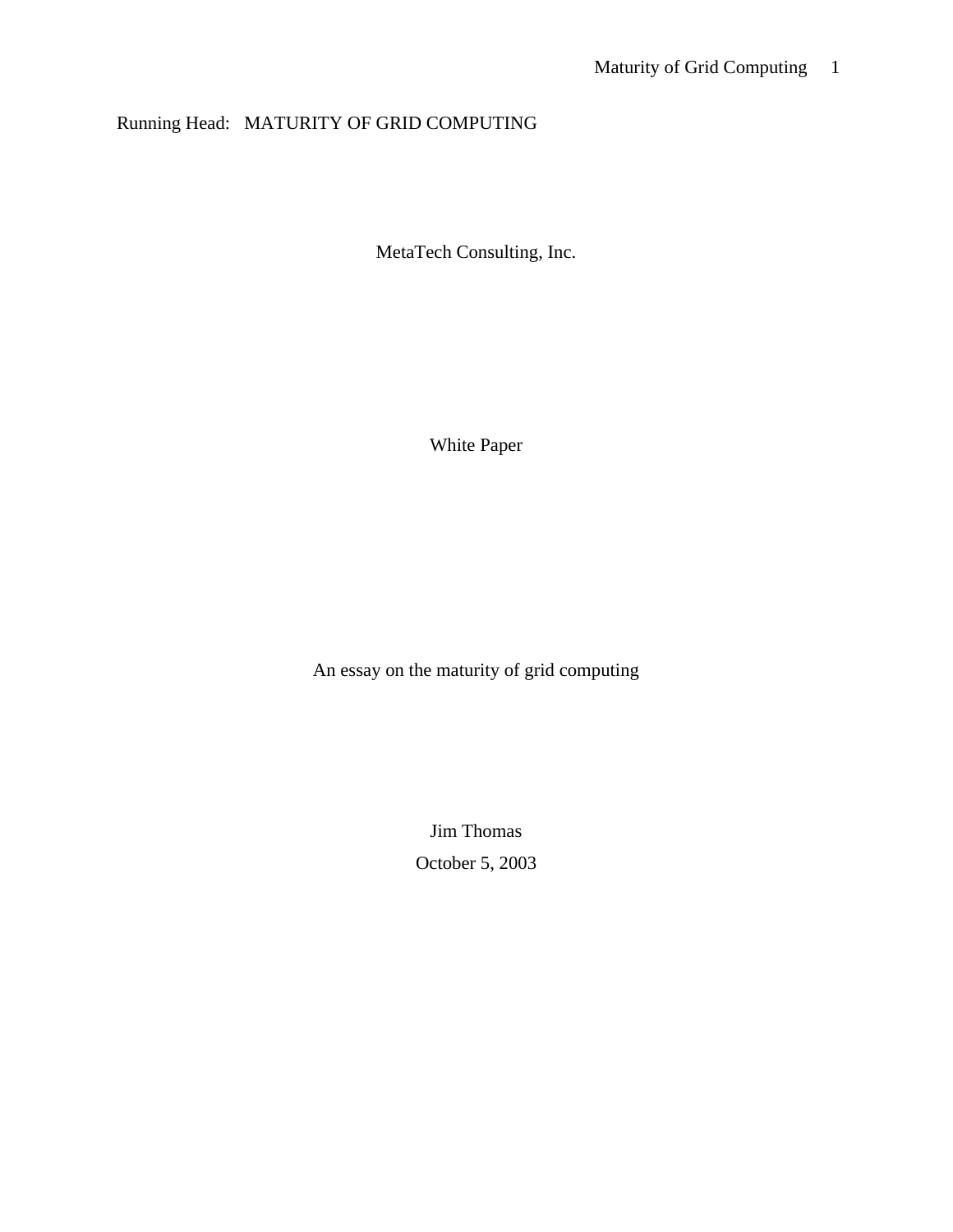Running Head: MATURITY OF GRID COMPUTING

MetaTech Consulting, Inc.

White Paper

An essay on the maturity of grid computing

Jim Thomas

October 5, 2003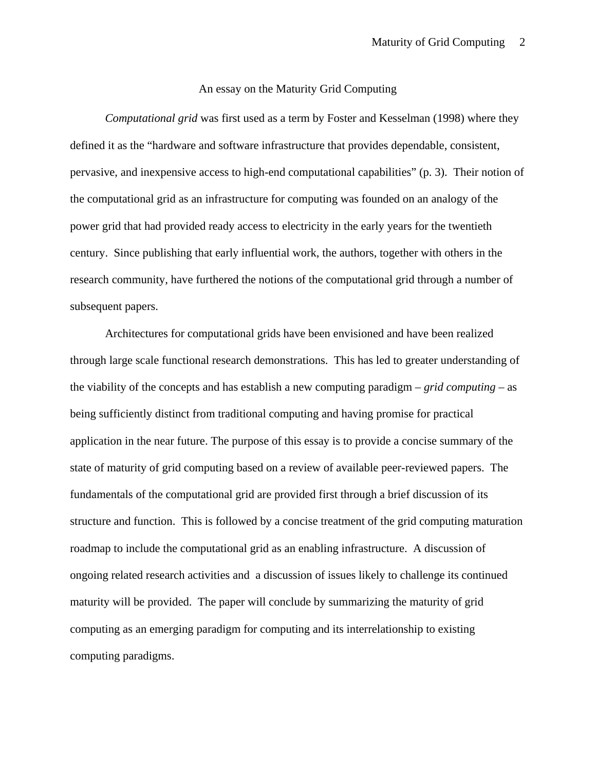# An essay on the Maturity Grid Computing

*Computational grid* was first used as a term by Foster and Kesselman (1998) where they defined it as the "hardware and software infrastructure that provides dependable, consistent, pervasive, and inexpensive access to high-end computational capabilities" (p. 3). Their notion of the computational grid as an infrastructure for computing was founded on an analogy of the power grid that had provided ready access to electricity in the early years for the twentieth century. Since publishing that early influential work, the authors, together with others in the research community, have furthered the notions of the computational grid through a number of subsequent papers.

Architectures for computational grids have been envisioned and have been realized through large scale functional research demonstrations. This has led to greater understanding of the viability of the concepts and has establish a new computing paradigm – *grid computing* – as being sufficiently distinct from traditional computing and having promise for practical application in the near future. The purpose of this essay is to provide a concise summary of the state of maturity of grid computing based on a review of available peer-reviewed papers. The fundamentals of the computational grid are provided first through a brief discussion of its structure and function. This is followed by a concise treatment of the grid computing maturation roadmap to include the computational grid as an enabling infrastructure. A discussion of ongoing related research activities and a discussion of issues likely to challenge its continued maturity will be provided. The paper will conclude by summarizing the maturity of grid computing as an emerging paradigm for computing and its interrelationship to existing computing paradigms.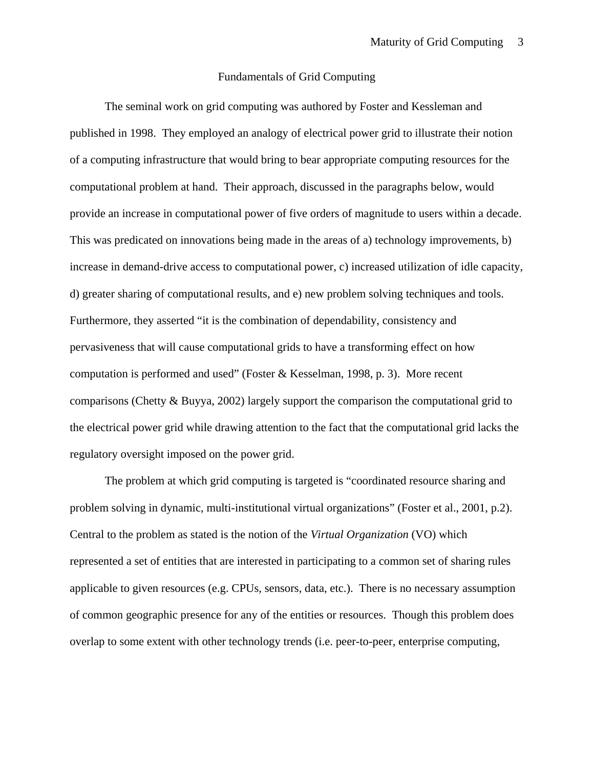## Fundamentals of Grid Computing

The seminal work on grid computing was authored by Foster and Kessleman and published in 1998. They employed an analogy of electrical power grid to illustrate their notion of a computing infrastructure that would bring to bear appropriate computing resources for the computational problem at hand. Their approach, discussed in the paragraphs below, would provide an increase in computational power of five orders of magnitude to users within a decade. This was predicated on innovations being made in the areas of a) technology improvements, b) increase in demand-drive access to computational power, c) increased utilization of idle capacity, d) greater sharing of computational results, and e) new problem solving techniques and tools. Furthermore, they asserted "it is the combination of dependability, consistency and pervasiveness that will cause computational grids to have a transforming effect on how computation is performed and used" (Foster & Kesselman, 1998, p. 3). More recent comparisons (Chetty & Buyya, 2002) largely support the comparison the computational grid to the electrical power grid while drawing attention to the fact that the computational grid lacks the regulatory oversight imposed on the power grid.

The problem at which grid computing is targeted is "coordinated resource sharing and problem solving in dynamic, multi-institutional virtual organizations" (Foster et al., 2001, p.2). Central to the problem as stated is the notion of the *Virtual Organization* (VO) which represented a set of entities that are interested in participating to a common set of sharing rules applicable to given resources (e.g. CPUs, sensors, data, etc.). There is no necessary assumption of common geographic presence for any of the entities or resources. Though this problem does overlap to some extent with other technology trends (i.e. peer-to-peer, enterprise computing,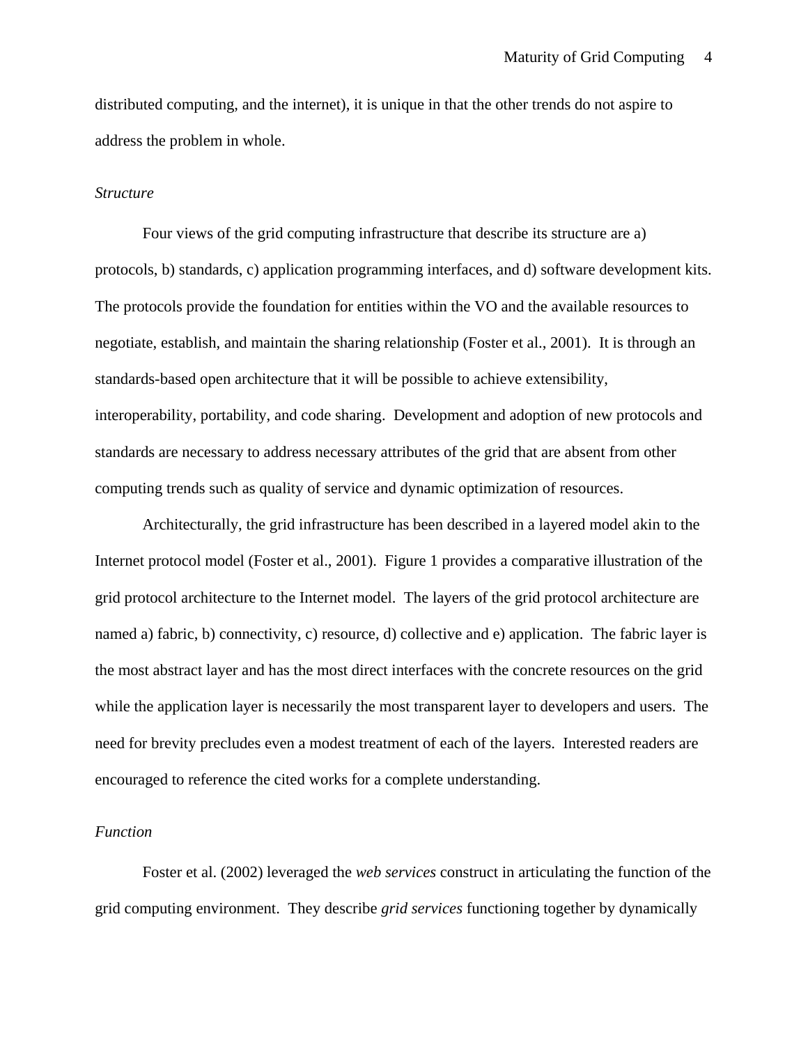distributed computing, and the internet), it is unique in that the other trends do not aspire to address the problem in whole.

*Structure*

Four views of the grid computing infrastructure that describe its structure are a) protocols, b) standards, c) application programming interfaces, and d) software development kits. The protocols provide the foundation for entities within the VO and the available resources to negotiate, establish, and maintain the sharing relationship (Foster et al., 2001). It is through an standards-based open architecture that it will be possible to achieve extensibility, interoperability, portability, and code sharing. Development and adoption of new protocols and standards are necessary to address necessary attributes of the grid that are absent from other computing trends such as quality of service and dynamic optimization of resources.

Architecturally, the grid infrastructure has been described in a layered model akin to the Internet protocol model (Foster et al., 2001). Figure 1 provides a comparative illustration of the grid protocol architecture to the Internet model. The layers of the grid protocol architecture are named a) fabric, b) connectivity, c) resource, d) collective and e) application. The fabric layer is the most abstract layer and has the most direct interfaces with the concrete resources on the grid while the application layer is necessarily the most transparent layer to developers and users. The need for brevity precludes even a modest treatment of each of the layers. Interested readers are encouraged to reference the cited works for a complete understanding.

*Function*

Foster et al. (2002) leveraged the *web services* construct in articulating the function of the grid computing environment. They describe *grid services* functioning together by dynamically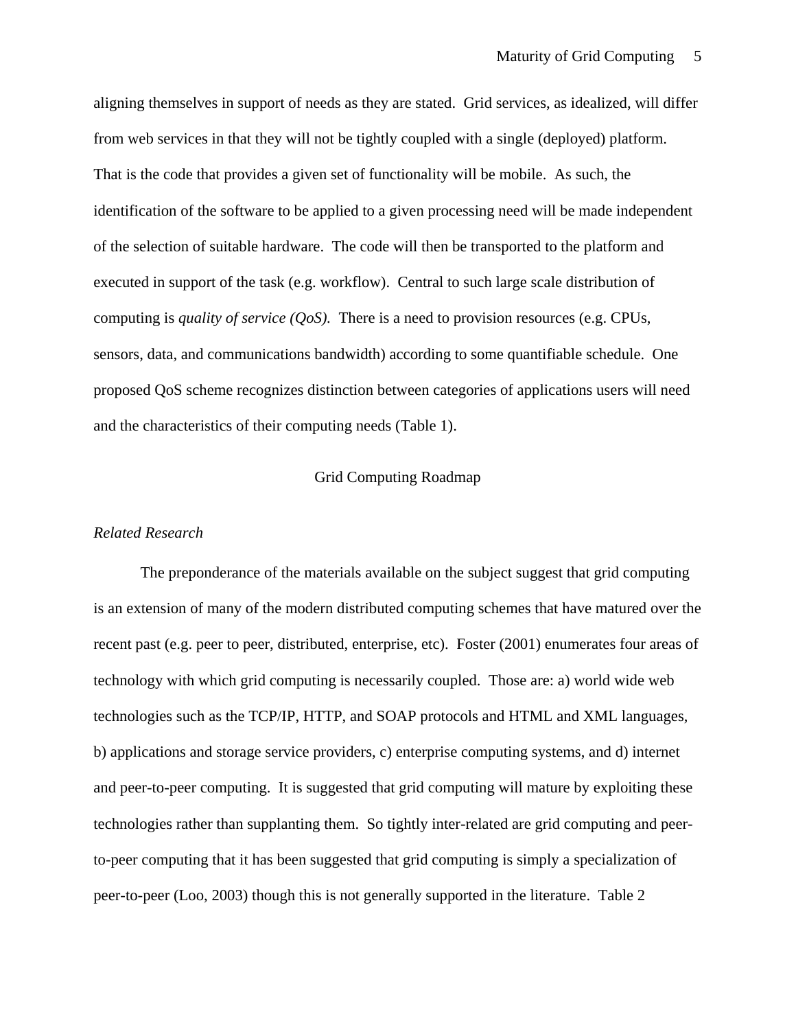aligning themselves in support of needs as they are stated.  Grid services, as idealized, will differ from web services in that they will not be tightly coupled with a single (deployed) platform. That is the code that provides a given set of functionality will be mobile.  As such, the identification of the software to be applied to a given processing need will be made independent of the selection of suitable hardware.  The code will then be transported to the platform and executed in support of the task (e.g. workflow).  Central to such large scale distribution of computing is *quality of service (QoS).*  There is a need to provision resources (e.g. CPUs, sensors, data, and communications bandwidth) according to some quantifiable schedule.  One proposed QoS scheme recognizes distinction between categories of applications users will need and the characteristics of their computing needs (Table 1).

## Grid Computing Roadmap

### *Related Research*

The preponderance of the materials available on the subject suggest that grid computing is an extension of many of the modern distributed computing schemes that have matured over the recent past (e.g. peer to peer, distributed, enterprise, etc).  Foster (2001) enumerates four areas of technology with which grid computing is necessarily coupled.  Those are: a) world wide web technologies such as the TCP/IP, HTTP, and SOAP protocols and HTML and XML languages, b) applications and storage service providers, c) enterprise computing systems, and d) internet and peer-to-peer computing.  It is suggested that grid computing will mature by exploiting these technologies rather than supplanting them.  So tightly inter-related are grid computing and peer-to-peer computing that it has been suggested that grid computing is simply a specialization of peer-to-peer (Loo, 2003) though this is not generally supported in the literature.  Table 2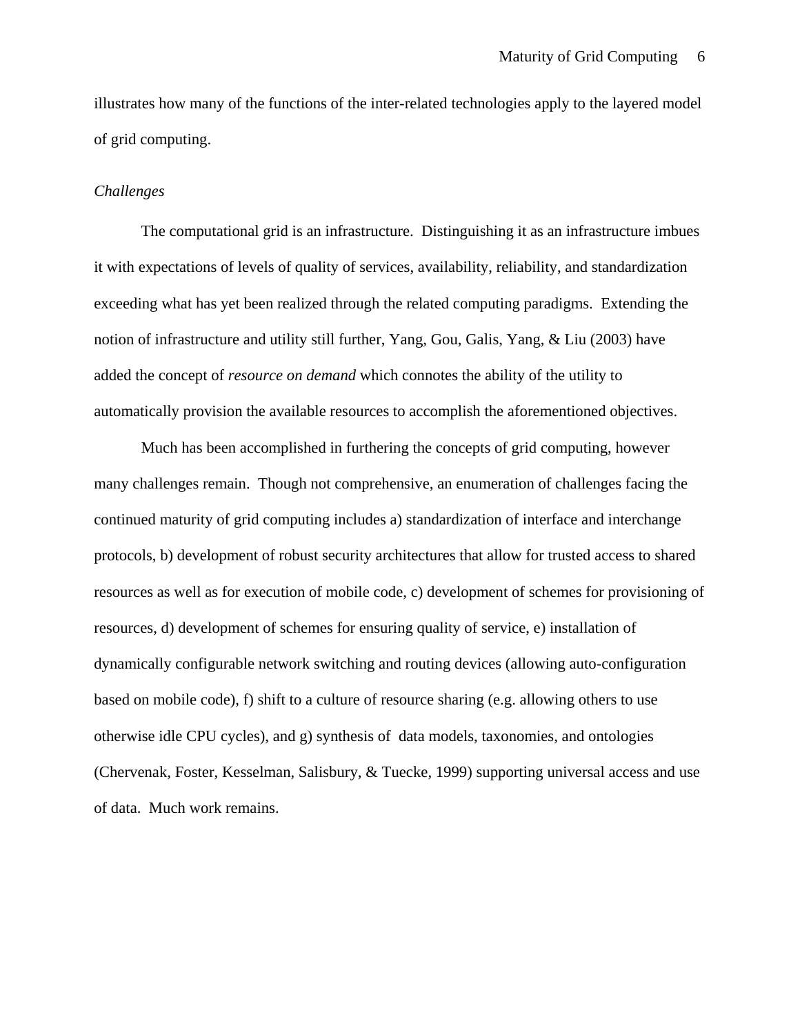illustrates how many of the functions of the inter-related technologies apply to the layered model of grid computing.

### *Challenges*

The computational grid is an infrastructure. Distinguishing it as an infrastructure imbues it with expectations of levels of quality of services, availability, reliability, and standardization exceeding what has yet been realized through the related computing paradigms. Extending the notion of infrastructure and utility still further, Yang, Gou, Galis, Yang, & Liu (2003) have added the concept of *resource on demand* which connotes the ability of the utility to automatically provision the available resources to accomplish the aforementioned objectives.

Much has been accomplished in furthering the concepts of grid computing, however many challenges remain. Though not comprehensive, an enumeration of challenges facing the continued maturity of grid computing includes a) standardization of interface and interchange protocols, b) development of robust security architectures that allow for trusted access to shared resources as well as for execution of mobile code, c) development of schemes for provisioning of resources, d) development of schemes for ensuring quality of service, e) installation of dynamically configurable network switching and routing devices (allowing auto-configuration based on mobile code), f) shift to a culture of resource sharing (e.g. allowing others to use otherwise idle CPU cycles), and g) synthesis of data models, taxonomies, and ontologies (Chervenak, Foster, Kesselman, Salisbury, & Tuecke, 1999) supporting universal access and use of data. Much work remains.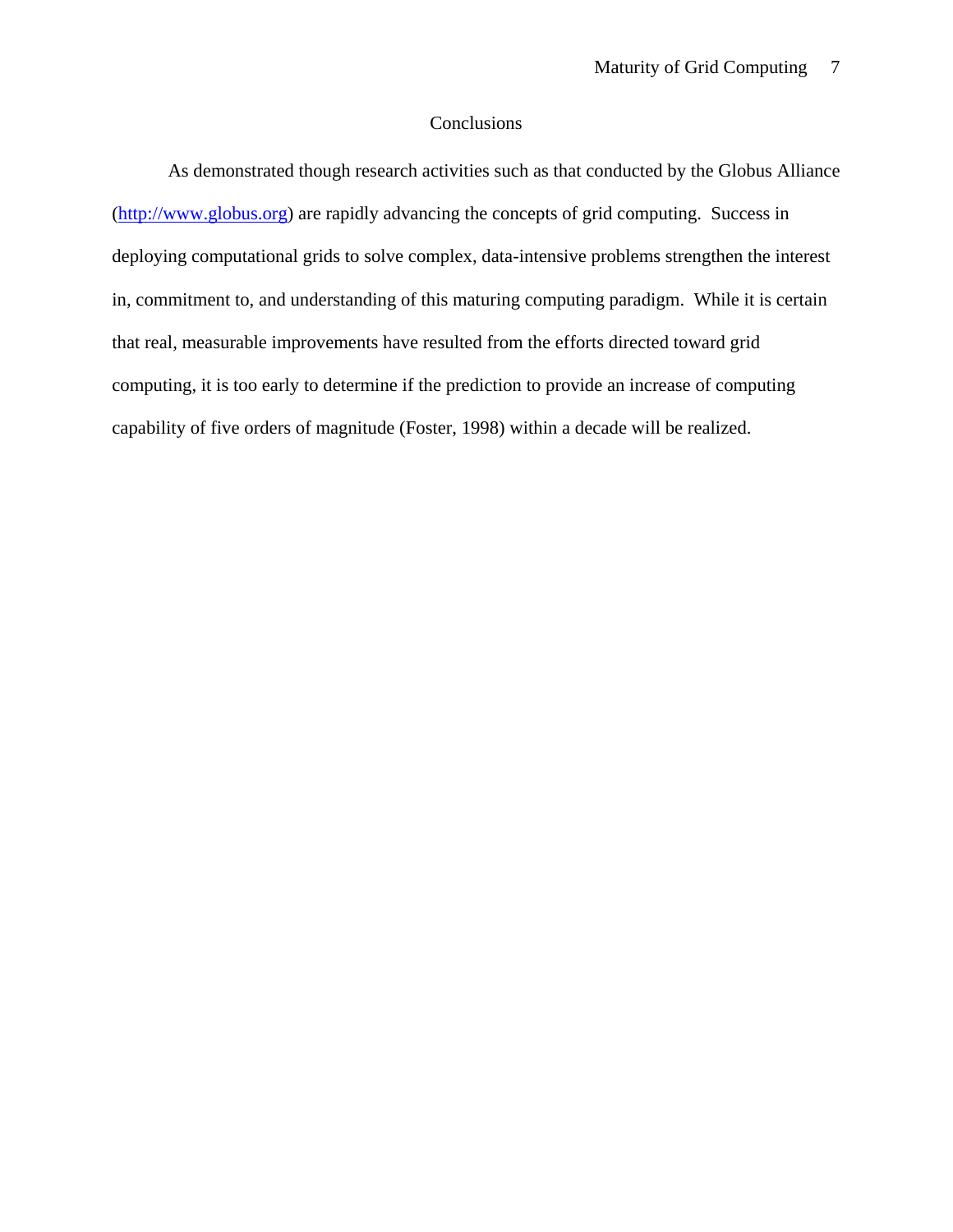# Conclusions

As demonstrated though research activities such as that conducted by the Globus Alliance (http://www.globus.org) are rapidly advancing the concepts of grid computing. Success in deploying computational grids to solve complex, data-intensive problems strengthen the interest in, commitment to, and understanding of this maturing computing paradigm. While it is certain that real, measurable improvements have resulted from the efforts directed toward grid computing, it is too early to determine if the prediction to provide an increase of computing capability of five orders of magnitude (Foster, 1998) within a decade will be realized.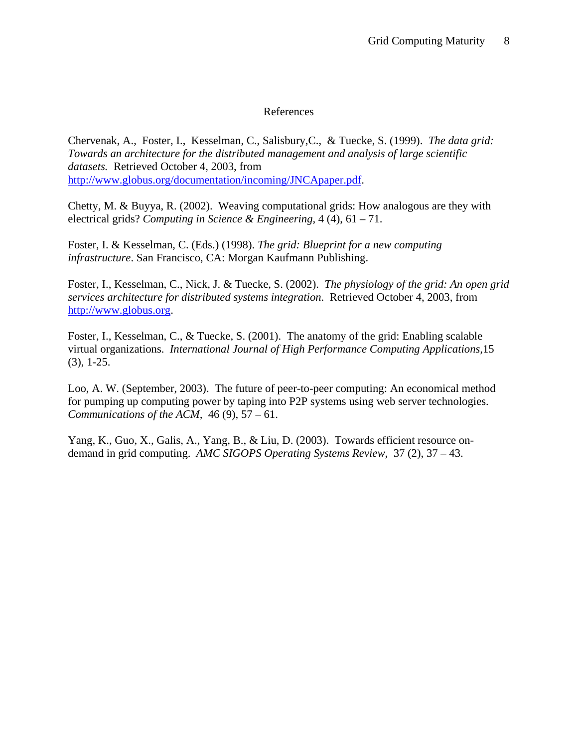# References

Chervenak, A., Foster, I., Kesselman, C., Salisbury,C., & Tuecke, S. (1999). *The data grid: Towards an architecture for the distributed management and analysis of large scientific datasets.* Retrieved October 4, 2003, from http://www.globus.org/documentation/incoming/JNCApaper.pdf.

Chetty, M. & Buyya, R. (2002). Weaving computational grids: How analogous are they with electrical grids? *Computing in Science & Engineering,* 4 (4), 61 – 71.

Foster, I. & Kesselman, C. (Eds.) (1998). *The grid: Blueprint for a new computing infrastructure*. San Francisco, CA: Morgan Kaufmann Publishing.

Foster, I., Kesselman, C., Nick, J. & Tuecke, S. (2002). *The physiology of the grid: An open grid services architecture for distributed systems integration*. Retrieved October 4, 2003, from http://www.globus.org.

Foster, I., Kesselman, C., & Tuecke, S. (2001). The anatomy of the grid: Enabling scalable virtual organizations. *International Journal of High Performance Computing Applications,*15 (3), 1-25.

Loo, A. W. (September, 2003). The future of peer-to-peer computing: An economical method for pumping up computing power by taping into P2P systems using web server technologies. *Communications of the ACM,* 46 (9), 57 – 61.

Yang, K., Guo, X., Galis, A., Yang, B., & Liu, D. (2003). Towards efficient resource on-demand in grid computing. *AMC SIGOPS Operating Systems Review,* 37 (2), 37 – 43.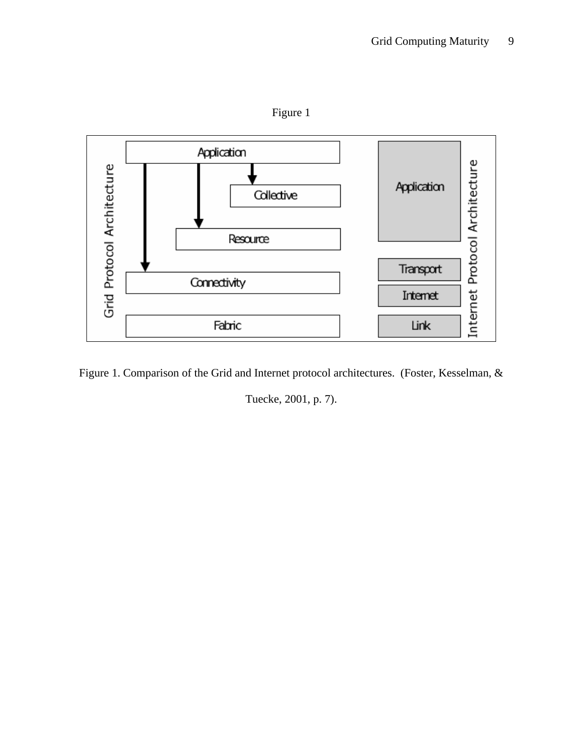Figure 1

Figure 1. Comparison of the Grid and Internet protocol architectures. (Foster, Kesselman, & Tuecke, 2001, p. 7).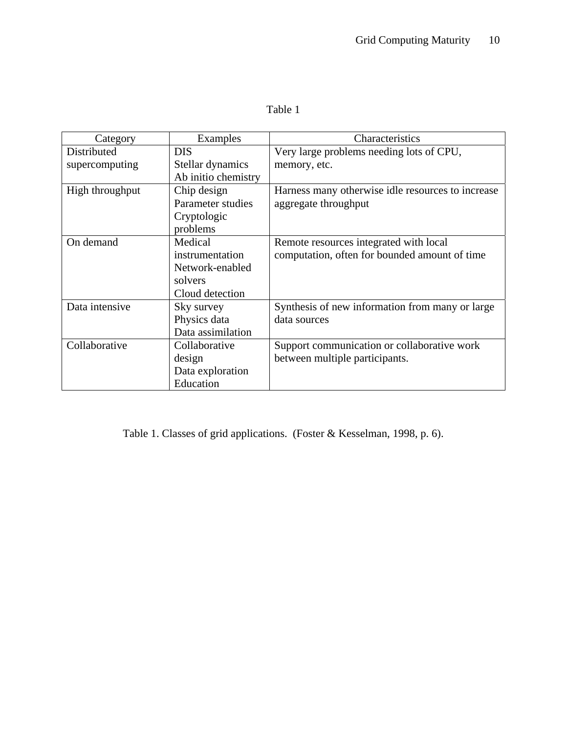Table 1

| Category | Examples | Characteristics |
|---|---|---|
| Distributed supercomputing | DIS<br>Stellar dynamics<br>Ab initio chemistry | Very large problems needing lots of CPU, memory, etc. |
| High throughput | Chip design<br>Parameter studies<br>Cryptologic problems | Harness many otherwise idle resources to increase aggregate throughput |
| On demand | Medical instrumentation<br>Network-enabled solvers<br>Cloud detection | Remote resources integrated with local computation, often for bounded amount of time |
| Data intensive | Sky survey<br>Physics data<br>Data assimilation | Synthesis of new information from many or large data sources |
| Collaborative | Collaborative design<br>Data exploration<br>Education | Support communication or collaborative work between multiple participants. |

Table 1. Classes of grid applications. (Foster & Kesselman, 1998, p. 6).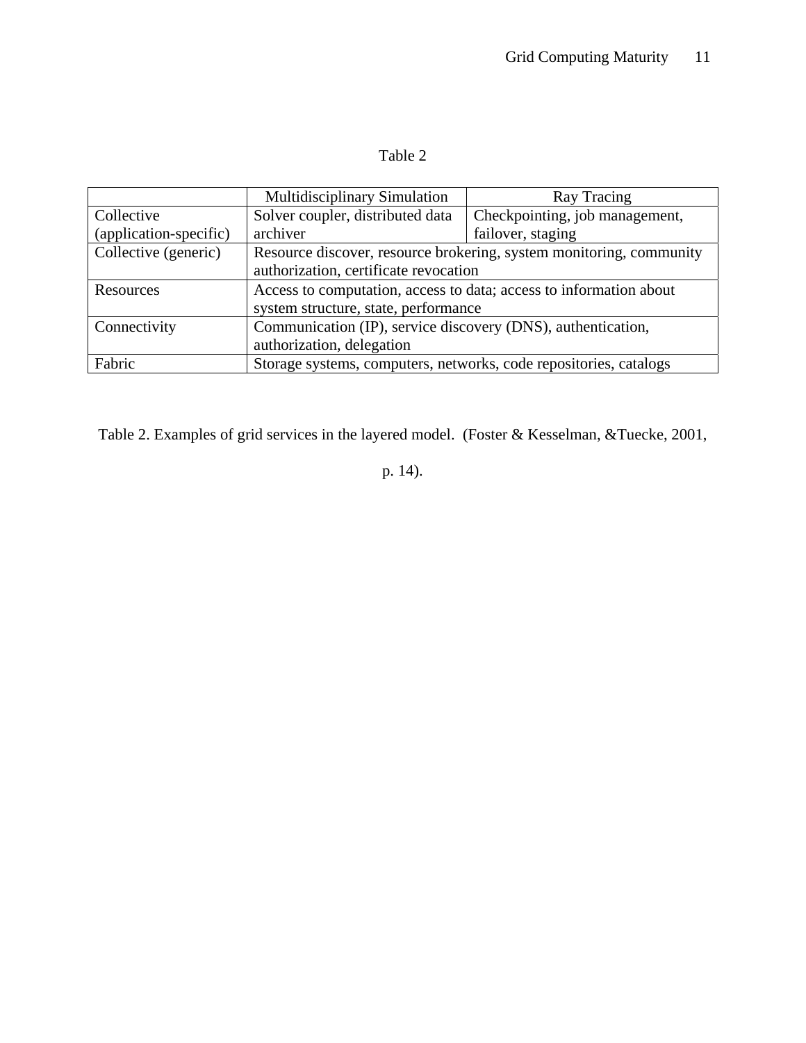Table 2

| | Multidisciplinary Simulation | Ray Tracing |
|---|---|---|
| Collective (application-specific) | Solver coupler, distributed data archiver | Checkpointing, job management, failover, staging |
| Collective (generic) | Resource discover, resource brokering, system monitoring, community authorization, certificate revocation | |
| Resources | Access to computation, access to data; access to information about system structure, state, performance | |
| Connectivity | Communication (IP), service discovery (DNS), authentication, authorization, delegation | |
| Fabric | Storage systems, computers, networks, code repositories, catalogs | |

Table 2. Examples of grid services in the layered model. (Foster & Kesselman, &Tuecke, 2001, p. 14).